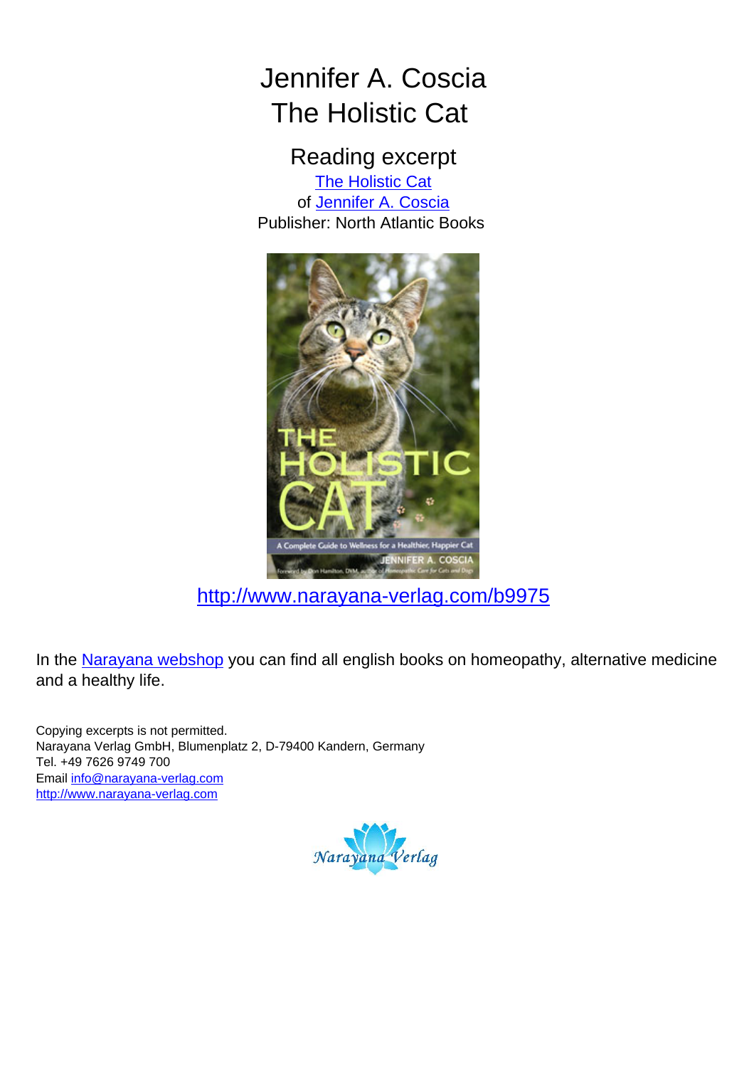# Jennifer A. Coscia
# The Holistic Cat

## Reading excerpt

[The Holistic Cat](http://www.narayana-verlag.com/b9975)
of [Jennifer A. Coscia](http://www.narayana-verlag.com)
Publisher: North Atlantic Books

http://www.narayana-verlag.com/b9975

In the [Narayana webshop](http://www.narayana-verlag.com) you can find all english books on homeopathy, alternative medicine and a healthy life.

Copying excerpts is not permitted.
Narayana Verlag GmbH, Blumenplatz 2, D-79400 Kandern, Germany
Tel. +49 7626 9749 700
Email info@narayana-verlag.com
http://www.narayana-verlag.com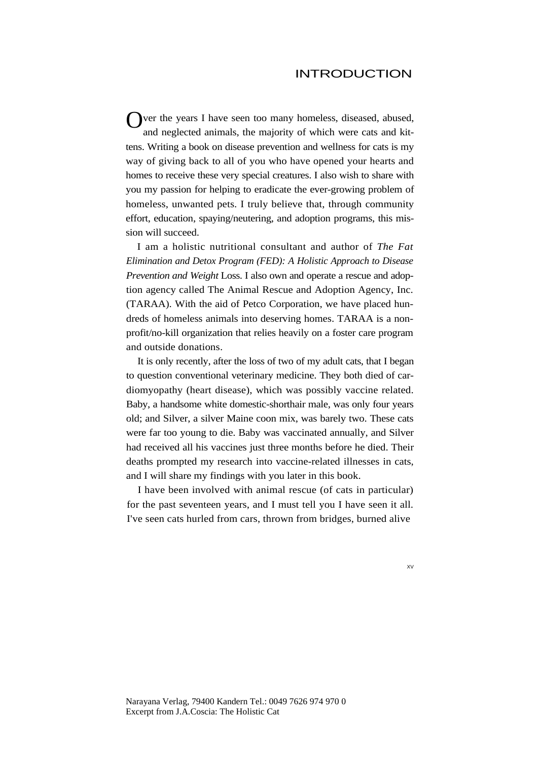# INTRODUCTION

Over the years I have seen too many homeless, diseased, abused, and neglected animals, the majority of which were cats and kittens. Writing a book on disease prevention and wellness for cats is my way of giving back to all of you who have opened your hearts and homes to receive these very special creatures. I also wish to share with you my passion for helping to eradicate the ever-growing problem of homeless, unwanted pets. I truly believe that, through community effort, education, spaying/neutering, and adoption programs, this mission will succeed.

I am a holistic nutritional consultant and author of *The Fat Elimination and Detox Program (FED): A Holistic Approach to Disease Prevention and Weight* Loss. I also own and operate a rescue and adoption agency called The Animal Rescue and Adoption Agency, Inc. (TARAA). With the aid of Petco Corporation, we have placed hundreds of homeless animals into deserving homes. TARAA is a nonprofit/no-kill organization that relies heavily on a foster care program and outside donations.

It is only recently, after the loss of two of my adult cats, that I began to question conventional veterinary medicine. They both died of cardiomyopathy (heart disease), which was possibly vaccine related. Baby, a handsome white domestic-shorthair male, was only four years old; and Silver, a silver Maine coon mix, was barely two. These cats were far too young to die. Baby was vaccinated annually, and Silver had received all his vaccines just three months before he died. Their deaths prompted my research into vaccine-related illnesses in cats, and I will share my findings with you later in this book.

I have been involved with animal rescue (of cats in particular) for the past seventeen years, and I must tell you I have seen it all. I've seen cats hurled from cars, thrown from bridges, burned alive

Narayana Verlag, 79400 Kandern Tel.: 0049 7626 974 970 0
Excerpt from J.A.Coscia: The Holistic Cat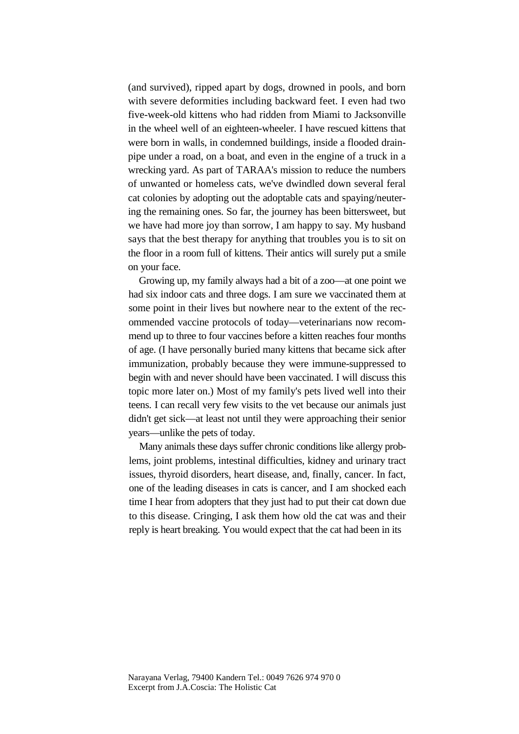(and survived), ripped apart by dogs, drowned in pools, and born with severe deformities including backward feet. I even had two five-week-old kittens who had ridden from Miami to Jacksonville in the wheel well of an eighteen-wheeler. I have rescued kittens that were born in walls, in condemned buildings, inside a flooded drainpipe under a road, on a boat, and even in the engine of a truck in a wrecking yard. As part of TARAA's mission to reduce the numbers of unwanted or homeless cats, we've dwindled down several feral cat colonies by adopting out the adoptable cats and spaying/neutering the remaining ones. So far, the journey has been bittersweet, but we have had more joy than sorrow, I am happy to say. My husband says that the best therapy for anything that troubles you is to sit on the floor in a room full of kittens. Their antics will surely put a smile on your face.

Growing up, my family always had a bit of a zoo—at one point we had six indoor cats and three dogs. I am sure we vaccinated them at some point in their lives but nowhere near to the extent of the recommended vaccine protocols of today—veterinarians now recommend up to three to four vaccines before a kitten reaches four months of age. (I have personally buried many kittens that became sick after immunization, probably because they were immune-suppressed to begin with and never should have been vaccinated. I will discuss this topic more later on.) Most of my family's pets lived well into their teens. I can recall very few visits to the vet because our animals just didn't get sick—at least not until they were approaching their senior years—unlike the pets of today.

Many animals these days suffer chronic conditions like allergy problems, joint problems, intestinal difficulties, kidney and urinary tract issues, thyroid disorders, heart disease, and, finally, cancer. In fact, one of the leading diseases in cats is cancer, and I am shocked each time I hear from adopters that they just had to put their cat down due to this disease. Cringing, I ask them how old the cat was and their reply is heart breaking. You would expect that the cat had been in its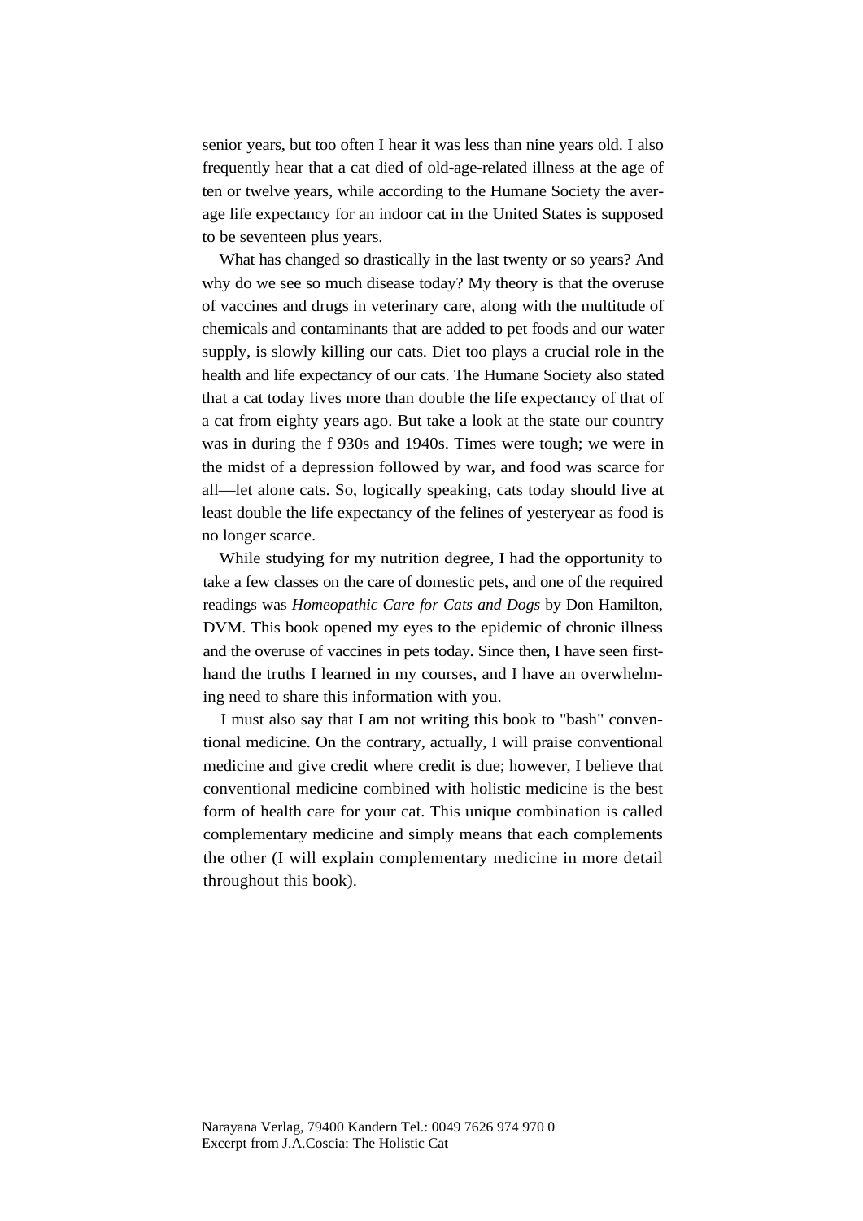senior years, but too often I hear it was less than nine years old. I also frequently hear that a cat died of old-age-related illness at the age of ten or twelve years, while according to the Humane Society the average life expectancy for an indoor cat in the United States is supposed to be seventeen plus years.

What has changed so drastically in the last twenty or so years? And why do we see so much disease today? My theory is that the overuse of vaccines and drugs in veterinary care, along with the multitude of chemicals and contaminants that are added to pet foods and our water supply, is slowly killing our cats. Diet too plays a crucial role in the health and life expectancy of our cats. The Humane Society also stated that a cat today lives more than double the life expectancy of that of a cat from eighty years ago. But take a look at the state our country was in during the f 930s and 1940s. Times were tough; we were in the midst of a depression followed by war, and food was scarce for all—let alone cats. So, logically speaking, cats today should live at least double the life expectancy of the felines of yesteryear as food is no longer scarce.

While studying for my nutrition degree, I had the opportunity to take a few classes on the care of domestic pets, and one of the required readings was *Homeopathic Care for Cats and Dogs* by Don Hamilton, DVM. This book opened my eyes to the epidemic of chronic illness and the overuse of vaccines in pets today. Since then, I have seen first-hand the truths I learned in my courses, and I have an overwhelming need to share this information with you.

I must also say that I am not writing this book to "bash" conventional medicine. On the contrary, actually, I will praise conventional medicine and give credit where credit is due; however, I believe that conventional medicine combined with holistic medicine is the best form of health care for your cat. This unique combination is called complementary medicine and simply means that each complements the other (I will explain complementary medicine in more detail throughout this book).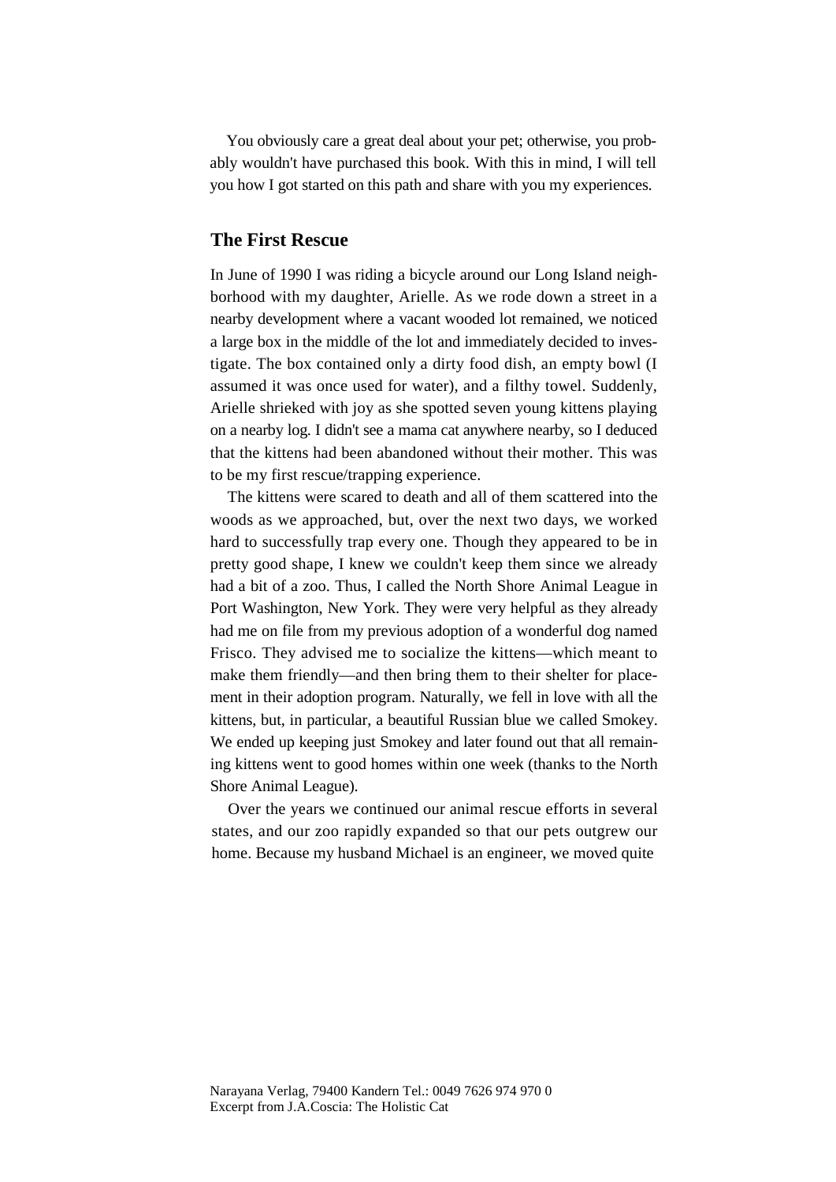You obviously care a great deal about your pet; otherwise, you probably wouldn't have purchased this book. With this in mind, I will tell you how I got started on this path and share with you my experiences.

## The First Rescue

In June of 1990 I was riding a bicycle around our Long Island neighborhood with my daughter, Arielle. As we rode down a street in a nearby development where a vacant wooded lot remained, we noticed a large box in the middle of the lot and immediately decided to investigate. The box contained only a dirty food dish, an empty bowl (I assumed it was once used for water), and a filthy towel. Suddenly, Arielle shrieked with joy as she spotted seven young kittens playing on a nearby log. I didn't see a mama cat anywhere nearby, so I deduced that the kittens had been abandoned without their mother. This was to be my first rescue/trapping experience.

The kittens were scared to death and all of them scattered into the woods as we approached, but, over the next two days, we worked hard to successfully trap every one. Though they appeared to be in pretty good shape, I knew we couldn't keep them since we already had a bit of a zoo. Thus, I called the North Shore Animal League in Port Washington, New York. They were very helpful as they already had me on file from my previous adoption of a wonderful dog named Frisco. They advised me to socialize the kittens—which meant to make them friendly—and then bring them to their shelter for placement in their adoption program. Naturally, we fell in love with all the kittens, but, in particular, a beautiful Russian blue we called Smokey. We ended up keeping just Smokey and later found out that all remaining kittens went to good homes within one week (thanks to the North Shore Animal League).

Over the years we continued our animal rescue efforts in several states, and our zoo rapidly expanded so that our pets outgrew our home. Because my husband Michael is an engineer, we moved quite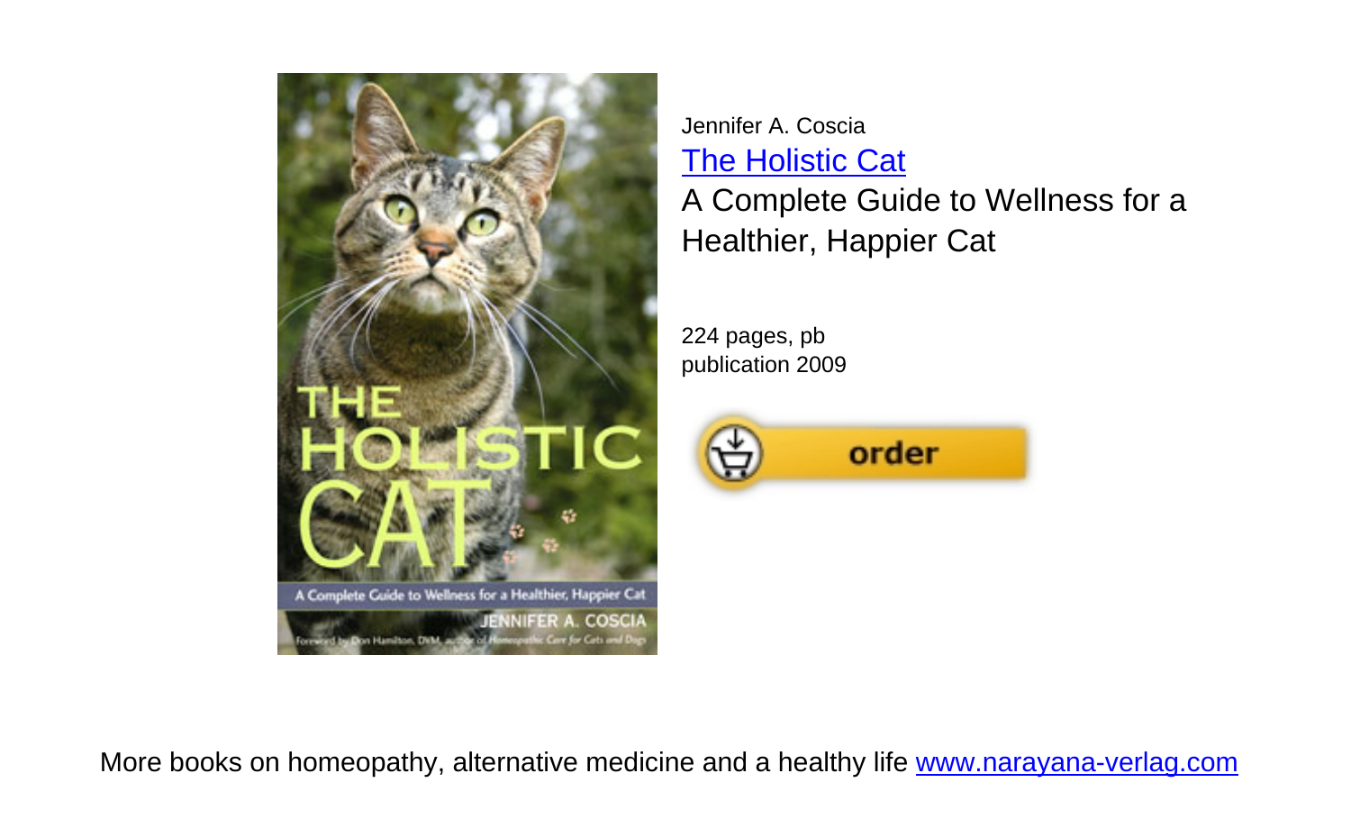Jennifer A. Coscia

[The Holistic Cat](#)

A Complete Guide to Wellness for a Healthier, Happier Cat

224 pages, pb
publication 2009

order

More books on homeopathy, alternative medicine and a healthy life [www.narayana-verlag.com](http://www.narayana-verlag.com)